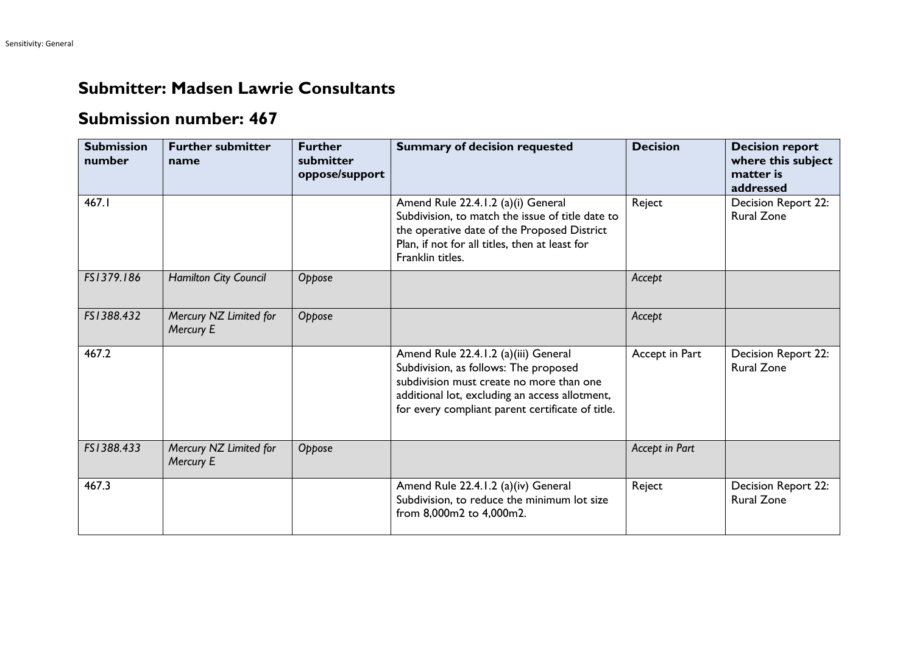# Submitter: Madsen Lawrie Consultants

## Submission number: 467

| Submission number | Further submitter name | Further submitter oppose/support | Summary of decision requested | Decision | Decision report where this subject matter is addressed |
|---|---|---|---|---|---|
| 467.1 | | | Amend Rule 22.4.1.2 (a)(i) General Subdivision, to match the issue of title date to the operative date of the Proposed District Plan, if not for all titles, then at least for Franklin titles. | Reject | Decision Report 22: Rural Zone |
| *FS1379.186* | *Hamilton City Council* | *Oppose* | | *Accept* | |
| *FS1388.432* | *Mercury NZ Limited for Mercury E* | *Oppose* | | *Accept* | |
| 467.2 | | | Amend Rule 22.4.1.2 (a)(iii) General Subdivision, as follows: The proposed subdivision must create no more than one additional lot, excluding an access allotment, for every compliant parent certificate of title. | Accept in Part | Decision Report 22: Rural Zone |
| *FS1388.433* | *Mercury NZ Limited for Mercury E* | *Oppose* | | *Accept in Part* | |
| 467.3 | | | Amend Rule 22.4.1.2 (a)(iv) General Subdivision, to reduce the minimum lot size from 8,000m2 to 4,000m2. | Reject | Decision Report 22: Rural Zone |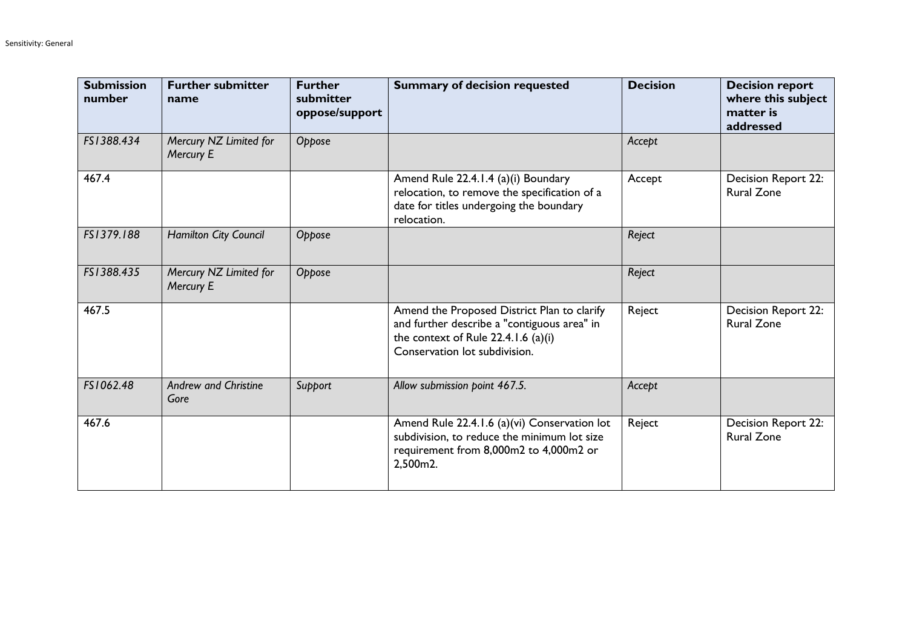| Submission number | Further submitter name | Further submitter oppose/support | Summary of decision requested | Decision | Decision report where this subject matter is addressed |
|---|---|---|---|---|---|
| *FS1388.434* | *Mercury NZ Limited for Mercury E* | *Oppose* | | *Accept* | |
| 467.4 | | | Amend Rule 22.4.1.4 (a)(i) Boundary relocation, to remove the specification of a date for titles undergoing the boundary relocation. | Accept | Decision Report 22: Rural Zone |
| *FS1379.188* | *Hamilton City Council* | *Oppose* | | *Reject* | |
| *FS1388.435* | *Mercury NZ Limited for Mercury E* | *Oppose* | | *Reject* | |
| 467.5 | | | Amend the Proposed District Plan to clarify and further describe a "contiguous area" in the context of Rule 22.4.1.6 (a)(i) Conservation lot subdivision. | Reject | Decision Report 22: Rural Zone |
| *FS1062.48* | *Andrew and Christine Gore* | *Support* | *Allow submission point 467.5.* | *Accept* | |
| 467.6 | | | Amend Rule 22.4.1.6 (a)(vi) Conservation lot subdivision, to reduce the minimum lot size requirement from 8,000m2 to 4,000m2 or 2,500m2. | Reject | Decision Report 22: Rural Zone |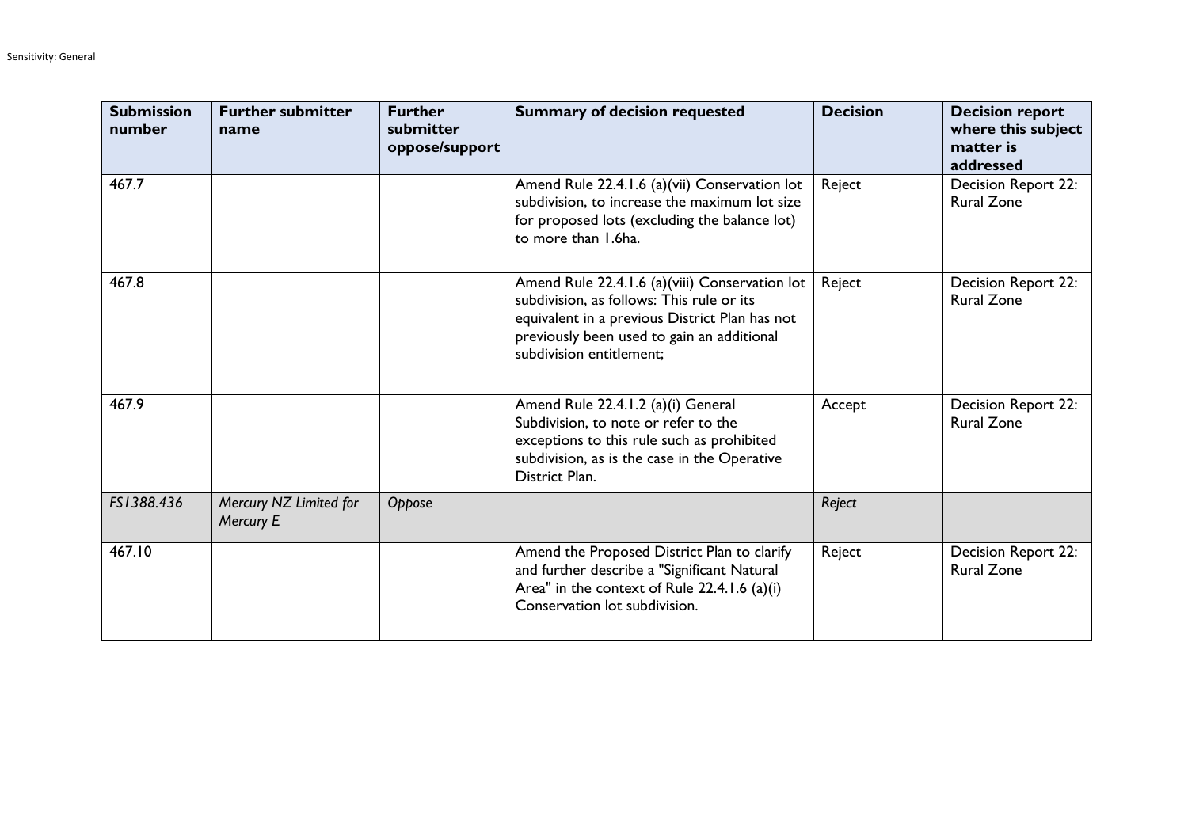| Submission number | Further submitter name | Further submitter oppose/support | Summary of decision requested | Decision | Decision report where this subject matter is addressed |
|---|---|---|---|---|---|
| 467.7 | | | Amend Rule 22.4.1.6 (a)(vii) Conservation lot subdivision, to increase the maximum lot size for proposed lots (excluding the balance lot) to more than 1.6ha. | Reject | Decision Report 22: Rural Zone |
| 467.8 | | | Amend Rule 22.4.1.6 (a)(viii) Conservation lot subdivision, as follows: This rule or its equivalent in a previous District Plan has not previously been used to gain an additional subdivision entitlement; | Reject | Decision Report 22: Rural Zone |
| 467.9 | | | Amend Rule 22.4.1.2 (a)(i) General Subdivision, to note or refer to the exceptions to this rule such as prohibited subdivision, as is the case in the Operative District Plan. | Accept | Decision Report 22: Rural Zone |
| *FS1388.436* | *Mercury NZ Limited for Mercury E* | *Oppose* | | *Reject* | |
| 467.10 | | | Amend the Proposed District Plan to clarify and further describe a "Significant Natural Area" in the context of Rule 22.4.1.6 (a)(i) Conservation lot subdivision. | Reject | Decision Report 22: Rural Zone |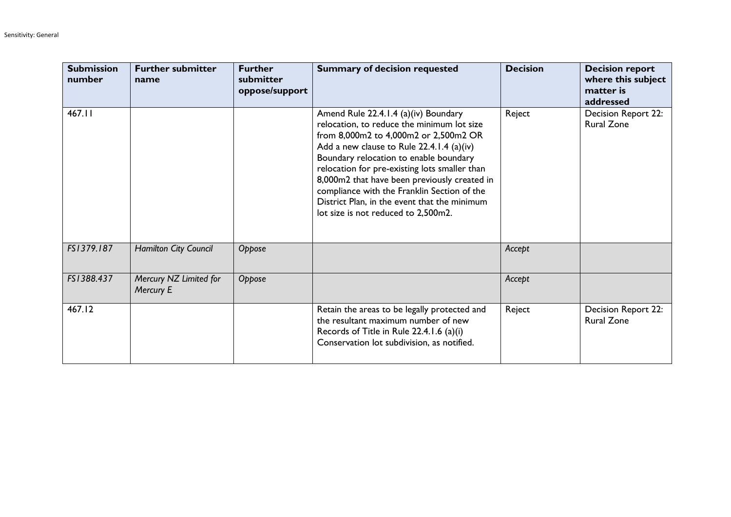| Submission number | Further submitter name | Further submitter oppose/support | Summary of decision requested | Decision | Decision report where this subject matter is addressed |
|---|---|---|---|---|---|
| 467.11 | | | Amend Rule 22.4.1.4 (a)(iv) Boundary relocation, to reduce the minimum lot size from 8,000m2 to 4,000m2 or 2,500m2 OR Add a new clause to Rule 22.4.1.4 (a)(iv) Boundary relocation to enable boundary relocation for pre-existing lots smaller than 8,000m2 that have been previously created in compliance with the Franklin Section of the District Plan, in the event that the minimum lot size is not reduced to 2,500m2. | Reject | Decision Report 22: Rural Zone |
| *FS1379.187* | *Hamilton City Council* | *Oppose* | | *Accept* | |
| *FS1388.437* | *Mercury NZ Limited for Mercury E* | *Oppose* | | *Accept* | |
| 467.12 | | | Retain the areas to be legally protected and the resultant maximum number of new Records of Title in Rule 22.4.1.6 (a)(i) Conservation lot subdivision, as notified. | Reject | Decision Report 22: Rural Zone |